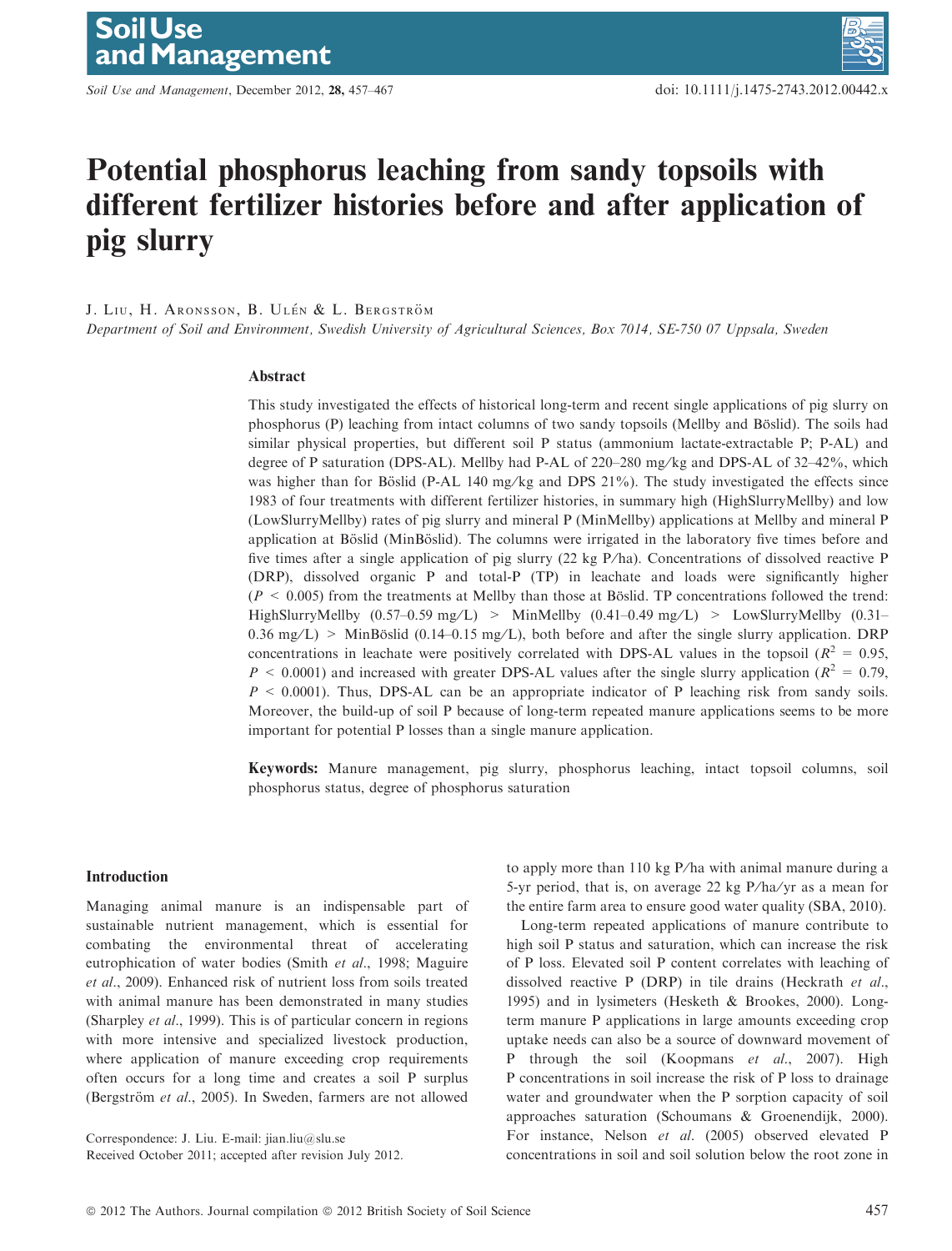# Potential phosphorus leaching from sandy topsoils with different fertilizer histories before and after application of pig slurry

J. Liu, H. Aronsson, B. Ulén & L. Bergström

*Department of Soil and Environment, Swedish University of Agricultural Sciences, Box 7014, SE-750 07 Uppsala, Sweden*

### Abstract

This study investigated the effects of historical long-term and recent single applications of pig slurry on phosphorus (P) leaching from intact columns of two sandy topsoils (Mellby and Böslid). The soils had similar physical properties, but different soil P status (ammonium lactate-extractable P; P-AL) and degree of P saturation (DPS-AL). Mellby had P-AL of 220–280 mg/kg and DPS-AL of 32–42%, which was higher than for Böslid (P-AL 140 mg/kg and DPS 21%). The study investigated the effects since 1983 of four treatments with different fertilizer histories, in summary high (HighSlurryMellby) and low (LowSlurryMellby) rates of pig slurry and mineral P (MinMellby) applications at Mellby and mineral P application at Böslid (MinBöslid). The columns were irrigated in the laboratory five times before and five times after a single application of pig slurry (22 kg P/ha). Concentrations of dissolved reactive P (DRP), dissolved organic P and total-P (TP) in leachate and loads were significantly higher ($P < 0.005$) from the treatments at Mellby than those at Böslid. TP concentrations followed the trend: HighSlurryMellby (0.57–0.59 mg/L) > MinMellby (0.41–0.49 mg/L) > LowSlurryMellby (0.31–0.36 mg/L) > MinBöslid (0.14–0.15 mg/L), both before and after the single slurry application. DRP concentrations in leachate were positively correlated with DPS-AL values in the topsoil ($R^2 = 0.95$, $P < 0.0001$) and increased with greater DPS-AL values after the single slurry application ($R^2 = 0.79$, $P < 0.0001$). Thus, DPS-AL can be an appropriate indicator of P leaching risk from sandy soils. Moreover, the build-up of soil P because of long-term repeated manure applications seems to be more important for potential P losses than a single manure application.

**Keywords:** Manure management, pig slurry, phosphorus leaching, intact topsoil columns, soil phosphorus status, degree of phosphorus saturation

## Introduction

Managing animal manure is an indispensable part of sustainable nutrient management, which is essential for combating the environmental threat of accelerating eutrophication of water bodies (Smith *et al*., 1998; Maguire *et al*., 2009). Enhanced risk of nutrient loss from soils treated with animal manure has been demonstrated in many studies (Sharpley *et al*., 1999). This is of particular concern in regions with more intensive and specialized livestock production, where application of manure exceeding crop requirements often occurs for a long time and creates a soil P surplus (Bergström *et al*., 2005). In Sweden, farmers are not allowed to apply more than 110 kg P/ha with animal manure during a 5-yr period, that is, on average 22 kg P/ha/yr as a mean for the entire farm area to ensure good water quality (SBA, 2010).

Long-term repeated applications of manure contribute to high soil P status and saturation, which can increase the risk of P loss. Elevated soil P content correlates with leaching of dissolved reactive P (DRP) in tile drains (Heckrath *et al*., 1995) and in lysimeters (Hesketh & Brookes, 2000). Long-term manure P applications in large amounts exceeding crop uptake needs can also be a source of downward movement of P through the soil (Koopmans *et al*., 2007). High P concentrations in soil increase the risk of P loss to drainage water and groundwater when the P sorption capacity of soil approaches saturation (Schoumans & Groenendijk, 2000). For instance, Nelson *et al*. (2005) observed elevated P concentrations in soil and soil solution below the root zone in

Correspondence: J. Liu. E-mail: jian.liu@slu.se
Received October 2011; accepted after revision July 2012.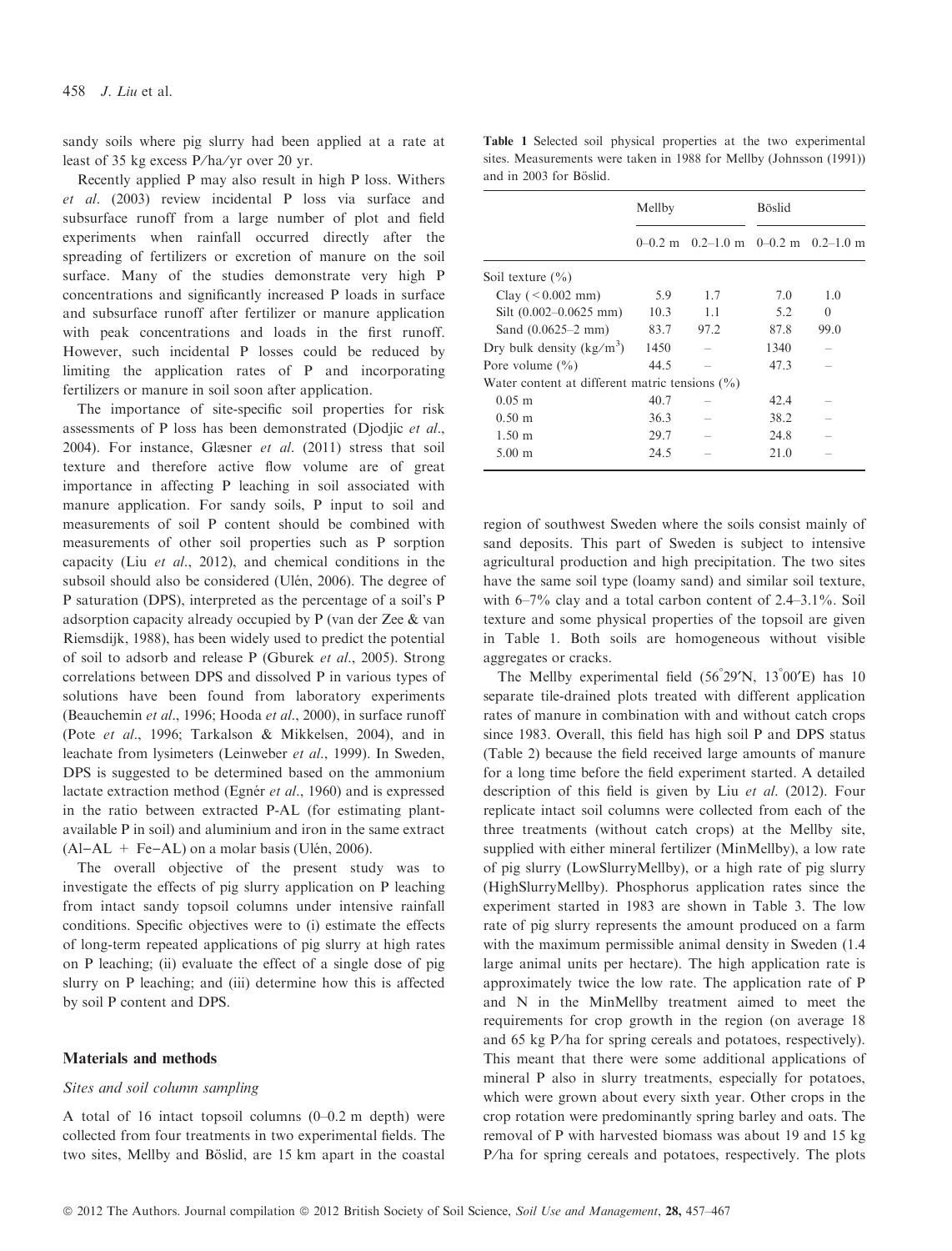sandy soils where pig slurry had been applied at a rate at least of 35 kg excess P/ha/yr over 20 yr.

Recently applied P may also result in high P loss. Withers *et al*. (2003) review incidental P loss via surface and subsurface runoff from a large number of plot and field experiments when rainfall occurred directly after the spreading of fertilizers or excretion of manure on the soil surface. Many of the studies demonstrate very high P concentrations and significantly increased P loads in surface and subsurface runoff after fertilizer or manure application with peak concentrations and loads in the first runoff. However, such incidental P losses could be reduced by limiting the application rates of P and incorporating fertilizers or manure in soil soon after application.

The importance of site-specific soil properties for risk assessments of P loss has been demonstrated (Djodjic *et al*., 2004). For instance, Glæsner *et al*. (2011) stress that soil texture and therefore active flow volume are of great importance in affecting P leaching in soil associated with manure application. For sandy soils, P input to soil and measurements of soil P content should be combined with measurements of other soil properties such as P sorption capacity (Liu *et al*., 2012), and chemical conditions in the subsoil should also be considered (Ulén, 2006). The degree of P saturation (DPS), interpreted as the percentage of a soil's P adsorption capacity already occupied by P (van der Zee & van Riemsdijk, 1988), has been widely used to predict the potential of soil to adsorb and release P (Gburek *et al*., 2005). Strong correlations between DPS and dissolved P in various types of solutions have been found from laboratory experiments (Beauchemin *et al*., 1996; Hooda *et al*., 2000), in surface runoff (Pote *et al*., 1996; Tarkalson & Mikkelsen, 2004), and in leachate from lysimeters (Leinweber *et al*., 1999). In Sweden, DPS is suggested to be determined based on the ammonium lactate extraction method (Egnér *et al*., 1960) and is expressed in the ratio between extracted P-AL (for estimating plant-available P in soil) and aluminium and iron in the same extract (Al−AL + Fe−AL) on a molar basis (Ulén, 2006).

The overall objective of the present study was to investigate the effects of pig slurry application on P leaching from intact sandy topsoil columns under intensive rainfall conditions. Specific objectives were to (i) estimate the effects of long-term repeated applications of pig slurry at high rates on P leaching; (ii) evaluate the effect of a single dose of pig slurry on P leaching; and (iii) determine how this is affected by soil P content and DPS.

## Materials and methods

### Sites and soil column sampling

A total of 16 intact topsoil columns (0–0.2 m depth) were collected from four treatments in two experimental fields. The two sites, Mellby and Böslid, are 15 km apart in the coastal region of southwest Sweden where the soils consist mainly of sand deposits. This part of Sweden is subject to intensive agricultural production and high precipitation. The two sites have the same soil type (loamy sand) and similar soil texture, with 6–7% clay and a total carbon content of 2.4–3.1%. Soil texture and some physical properties of the topsoil are given in Table 1. Both soils are homogeneous without visible aggregates or cracks.

**Table 1** Selected soil physical properties at the two experimental sites. Measurements were taken in 1988 for Mellby (Johnsson (1991)) and in 2003 for Böslid.

| | Mellby | | Böslid | |
|---|---|---|---|---|
| | 0–0.2 m | 0.2–1.0 m | 0–0.2 m | 0.2–1.0 m |
| Soil texture (%) | | | | |
| Clay (< 0.002 mm) | 5.9 | 1.7 | 7.0 | 1.0 |
| Silt (0.002–0.0625 mm) | 10.3 | 1.1 | 5.2 | 0 |
| Sand (0.0625–2 mm) | 83.7 | 97.2 | 87.8 | 99.0 |
| Dry bulk density (kg/m$^3$) | 1450 | – | 1340 | – |
| Pore volume (%) | 44.5 | – | 47.3 | – |
| Water content at different matric tensions (%) | | | | |
| 0.05 m | 40.7 | – | 42.4 | – |
| 0.50 m | 36.3 | – | 38.2 | – |
| 1.50 m | 29.7 | – | 24.8 | – |
| 5.00 m | 24.5 | – | 21.0 | – |

The Mellby experimental field (56°29′N, 13°00′E) has 10 separate tile-drained plots treated with different application rates of manure in combination with and without catch crops since 1983. Overall, this field has high soil P and DPS status (Table 2) because the field received large amounts of manure for a long time before the field experiment started. A detailed description of this field is given by Liu *et al*. (2012). Four replicate intact soil columns were collected from each of the three treatments (without catch crops) at the Mellby site, supplied with either mineral fertilizer (MinMellby), a low rate of pig slurry (LowSlurryMellby), or a high rate of pig slurry (HighSlurryMellby). Phosphorus application rates since the experiment started in 1983 are shown in Table 3. The low rate of pig slurry represents the amount produced on a farm with the maximum permissible animal density in Sweden (1.4 large animal units per hectare). The high application rate is approximately twice the low rate. The application rate of P and N in the MinMellby treatment aimed to meet the requirements for crop growth in the region (on average 18 and 65 kg P/ha for spring cereals and potatoes, respectively). This meant that there were some additional applications of mineral P also in slurry treatments, especially for potatoes, which were grown about every sixth year. Other crops in the crop rotation were predominantly spring barley and oats. The removal of P with harvested biomass was about 19 and 15 kg P/ha for spring cereals and potatoes, respectively. The plots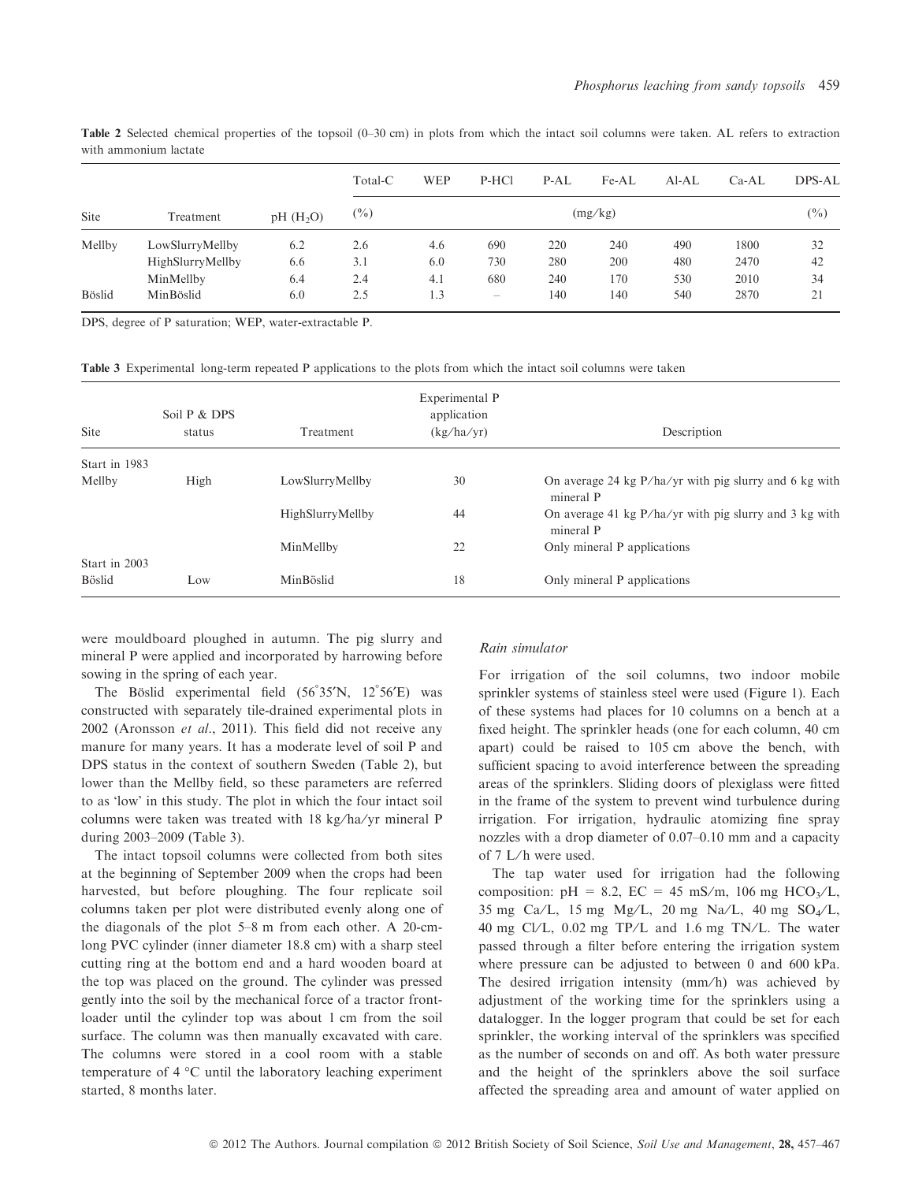**Table 2** Selected chemical properties of the topsoil (0–30 cm) in plots from which the intact soil columns were taken. AL refers to extraction with ammonium lactate

| Site | Treatment | pH ($H_2O$) | Total-C (%) | WEP | P-HCl | P-AL | Fe-AL | Al-AL | Ca-AL | DPS-AL (%) |
|---|---|---|---|---|---|---|---|---|---|---|
| | | | | (mg/kg) | | | | | | |
| Mellby | LowSlurryMellby | 6.2 | 2.6 | 4.6 | 690 | 220 | 240 | 490 | 1800 | 32 |
| | HighSlurryMellby | 6.6 | 3.1 | 6.0 | 730 | 280 | 200 | 480 | 2470 | 42 |
| | MinMellby | 6.4 | 2.4 | 4.1 | 680 | 240 | 170 | 530 | 2010 | 34 |
| Böslid | MinBöslid | 6.0 | 2.5 | 1.3 | – | 140 | 140 | 540 | 2870 | 21 |

DPS, degree of P saturation; WEP, water-extractable P.

**Table 3** Experimental long-term repeated P applications to the plots from which the intact soil columns were taken

| Site | Soil P & DPS status | Treatment | Experimental P application (kg/ha/yr) | Description |
|---|---|---|---|---|
| Start in 1983 | | | | |
| Mellby | High | LowSlurryMellby | 30 | On average 24 kg P/ha/yr with pig slurry and 6 kg with mineral P |
| | | HighSlurryMellby | 44 | On average 41 kg P/ha/yr with pig slurry and 3 kg with mineral P |
| | | MinMellby | 22 | Only mineral P applications |
| Start in 2003 | | | | |
| Böslid | Low | MinBöslid | 18 | Only mineral P applications |

were mouldboard ploughed in autumn. The pig slurry and mineral P were applied and incorporated by harrowing before sowing in the spring of each year.

The Böslid experimental field (56°35′N, 12°56′E) was constructed with separately tile-drained experimental plots in 2002 (Aronsson *et al*., 2011). This field did not receive any manure for many years. It has a moderate level of soil P and DPS status in the context of southern Sweden (Table 2), but lower than the Mellby field, so these parameters are referred to as 'low' in this study. The plot in which the four intact soil columns were taken was treated with 18 kg/ha/yr mineral P during 2003–2009 (Table 3).

The intact topsoil columns were collected from both sites at the beginning of September 2009 when the crops had been harvested, but before ploughing. The four replicate soil columns taken per plot were distributed evenly along one of the diagonals of the plot 5–8 m from each other. A 20-cm-long PVC cylinder (inner diameter 18.8 cm) with a sharp steel cutting ring at the bottom end and a hard wooden board at the top was placed on the ground. The cylinder was pressed gently into the soil by the mechanical force of a tractor front-loader until the cylinder top was about 1 cm from the soil surface. The column was then manually excavated with care. The columns were stored in a cool room with a stable temperature of 4 °C until the laboratory leaching experiment started, 8 months later.

### Rain simulator

For irrigation of the soil columns, two indoor mobile sprinkler systems of stainless steel were used (Figure 1). Each of these systems had places for 10 columns on a bench at a fixed height. The sprinkler heads (one for each column, 40 cm apart) could be raised to 105 cm above the bench, with sufficient spacing to avoid interference between the spreading areas of the sprinklers. Sliding doors of plexiglass were fitted in the frame of the system to prevent wind turbulence during irrigation. For irrigation, hydraulic atomizing fine spray nozzles with a drop diameter of 0.07–0.10 mm and a capacity of 7 L/h were used.

The tap water used for irrigation had the following composition: pH = 8.2, EC = 45 mS/m, 106 mg $HCO_3$/L, 35 mg Ca/L, 15 mg Mg/L, 20 mg Na/L, 40 mg $SO_4$/L, 40 mg Cl/L, 0.02 mg TP/L and 1.6 mg TN/L. The water passed through a filter before entering the irrigation system where pressure can be adjusted to between 0 and 600 kPa. The desired irrigation intensity (mm/h) was achieved by adjustment of the working time for the sprinklers using a datalogger. In the logger program that could be set for each sprinkler, the working interval of the sprinklers was specified as the number of seconds on and off. As both water pressure and the height of the sprinklers above the soil surface affected the spreading area and amount of water applied on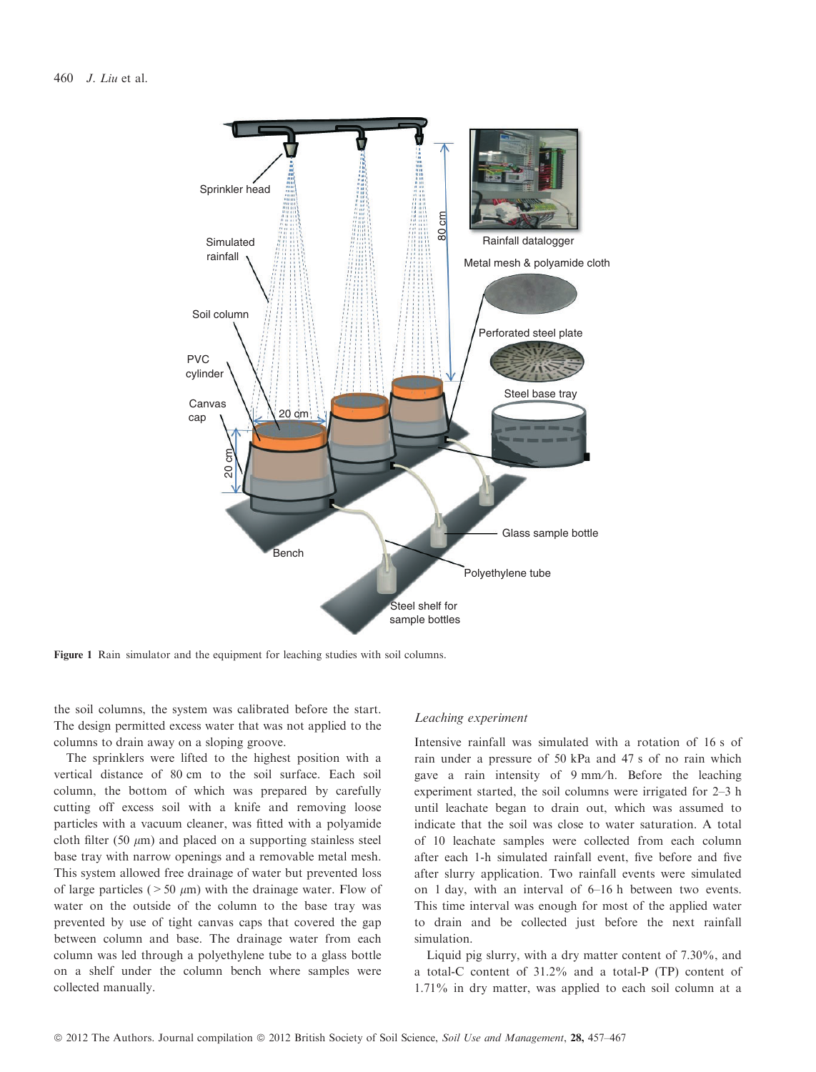**Figure 1** Rain simulator and the equipment for leaching studies with soil columns.

the soil columns, the system was calibrated before the start. The design permitted excess water that was not applied to the columns to drain away on a sloping groove.

The sprinklers were lifted to the highest position with a vertical distance of 80 cm to the soil surface. Each soil column, the bottom of which was prepared by carefully cutting off excess soil with a knife and removing loose particles with a vacuum cleaner, was fitted with a polyamide cloth filter (50 $\mu$m) and placed on a supporting stainless steel base tray with narrow openings and a removable metal mesh. This system allowed free drainage of water but prevented loss of large particles (> 50 $\mu$m) with the drainage water. Flow of water on the outside of the column to the base tray was prevented by use of tight canvas caps that covered the gap between column and base. The drainage water from each column was led through a polyethylene tube to a glass bottle on a shelf under the column bench where samples were collected manually.

### *Leaching experiment*

Intensive rainfall was simulated with a rotation of 16 s of rain under a pressure of 50 kPa and 47 s of no rain which gave a rain intensity of 9 mm/h. Before the leaching experiment started, the soil columns were irrigated for 2–3 h until leachate began to drain out, which was assumed to indicate that the soil was close to water saturation. A total of 10 leachate samples were collected from each column after each 1-h simulated rainfall event, five before and five after slurry application. Two rainfall events were simulated on 1 day, with an interval of 6–16 h between two events. This time interval was enough for most of the applied water to drain and be collected just before the next rainfall simulation.

Liquid pig slurry, with a dry matter content of 7.30%, and a total-C content of 31.2% and a total-P (TP) content of 1.71% in dry matter, was applied to each soil column at a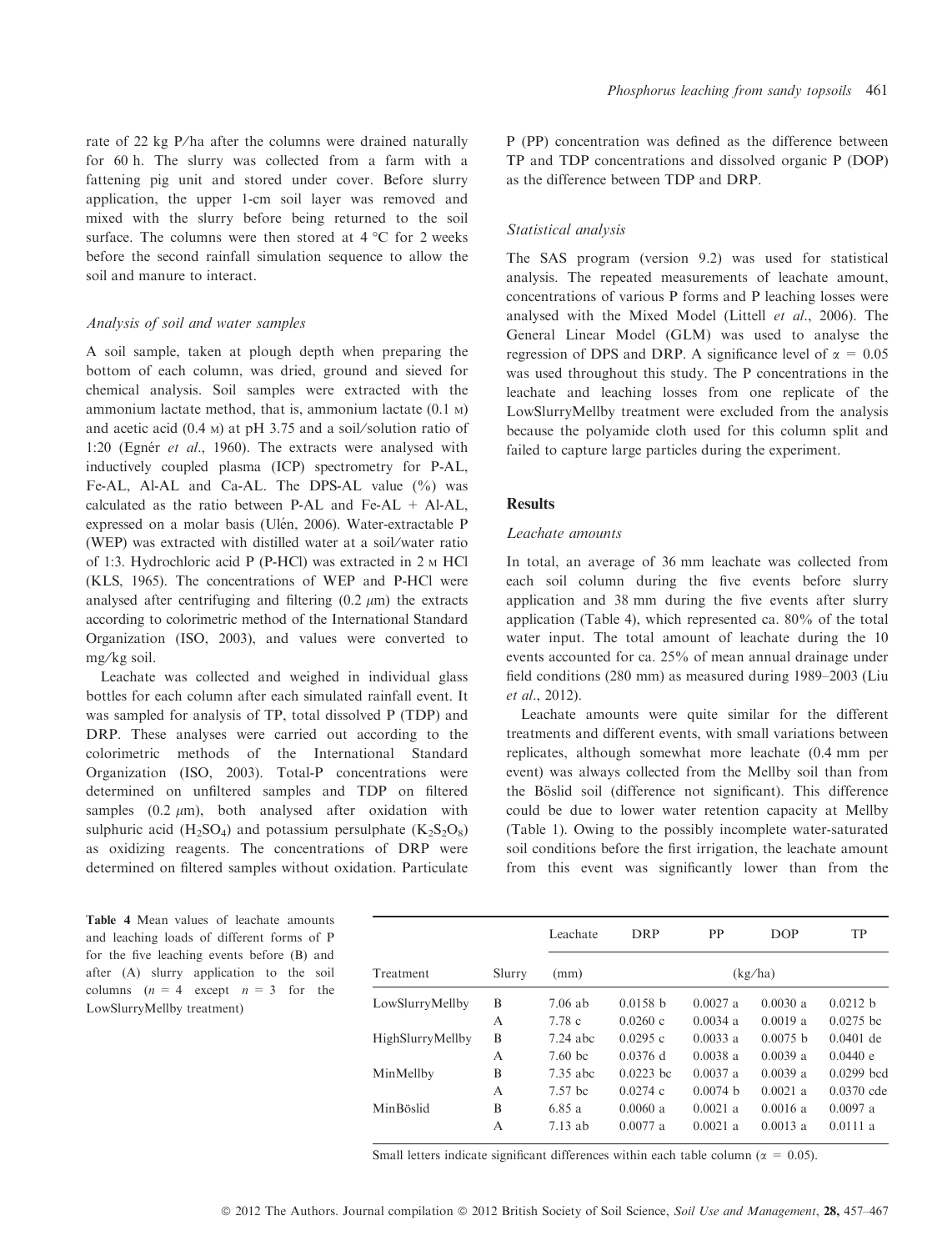rate of 22 kg P/ha after the columns were drained naturally for 60 h. The slurry was collected from a farm with a fattening pig unit and stored under cover. Before slurry application, the upper 1-cm soil layer was removed and mixed with the slurry before being returned to the soil surface. The columns were then stored at 4 °C for 2 weeks before the second rainfall simulation sequence to allow the soil and manure to interact.

### Analysis of soil and water samples

A soil sample, taken at plough depth when preparing the bottom of each column, was dried, ground and sieved for chemical analysis. Soil samples were extracted with the ammonium lactate method, that is, ammonium lactate (0.1 M) and acetic acid (0.4 M) at pH 3.75 and a soil/solution ratio of 1:20 (Egnér *et al*., 1960). The extracts were analysed with inductively coupled plasma (ICP) spectrometry for P-AL, Fe-AL, Al-AL and Ca-AL. The DPS-AL value (%) was calculated as the ratio between P-AL and Fe-AL + Al-AL, expressed on a molar basis (Ulén, 2006). Water-extractable P (WEP) was extracted with distilled water at a soil/water ratio of 1:3. Hydrochloric acid P (P-HCl) was extracted in 2 M HCl (KLS, 1965). The concentrations of WEP and P-HCl were analysed after centrifuging and filtering (0.2 $\mu$m) the extracts according to colorimetric method of the International Standard Organization (ISO, 2003), and values were converted to mg/kg soil.

Leachate was collected and weighed in individual glass bottles for each column after each simulated rainfall event. It was sampled for analysis of TP, total dissolved P (TDP) and DRP. These analyses were carried out according to the colorimetric methods of the International Standard Organization (ISO, 2003). Total-P concentrations were determined on unfiltered samples and TDP on filtered samples (0.2 $\mu$m), both analysed after oxidation with sulphuric acid ($H_2SO_4$) and potassium persulphate ($K_2S_2O_8$) as oxidizing reagents. The concentrations of DRP were determined on filtered samples without oxidation. Particulate P (PP) concentration was defined as the difference between TP and TDP concentrations and dissolved organic P (DOP) as the difference between TDP and DRP.

### Statistical analysis

The SAS program (version 9.2) was used for statistical analysis. The repeated measurements of leachate amount, concentrations of various P forms and P leaching losses were analysed with the Mixed Model (Littell *et al*., 2006). The General Linear Model (GLM) was used to analyse the regression of DPS and DRP. A significance level of $\alpha = 0.05$ was used throughout this study. The P concentrations in the leachate and leaching losses from one replicate of the LowSlurryMellby treatment were excluded from the analysis because the polyamide cloth used for this column split and failed to capture large particles during the experiment.

## Results

### Leachate amounts

In total, an average of 36 mm leachate was collected from each soil column during the five events before slurry application and 38 mm during the five events after slurry application (Table 4), which represented ca. 80% of the total water input. The total amount of leachate during the 10 events accounted for ca. 25% of mean annual drainage under field conditions (280 mm) as measured during 1989–2003 (Liu *et al*., 2012).

Leachate amounts were quite similar for the different treatments and different events, with small variations between replicates, although somewhat more leachate (0.4 mm per event) was always collected from the Mellby soil than from the Böslid soil (difference not significant). This difference could be due to lower water retention capacity at Mellby (Table 1). Owing to the possibly incomplete water-saturated soil conditions before the first irrigation, the leachate amount from this event was significantly lower than from the

**Table 4** Mean values of leachate amounts and leaching loads of different forms of P for the five leaching events before (B) and after (A) slurry application to the soil columns ($n = 4$ except $n = 3$ for the LowSlurryMellby treatment)

| Treatment | Slurry | Leachate (mm) | DRP (kg/ha) | PP (kg/ha) | DOP (kg/ha) | TP (kg/ha) |
|---|---|---|---|---|---|---|
| LowSlurryMellby | B | 7.06 ab | 0.0158 b | 0.0027 a | 0.0030 a | 0.0212 b |
| | A | 7.78 c | 0.0260 c | 0.0034 a | 0.0019 a | 0.0275 bc |
| HighSlurryMellby | B | 7.24 abc | 0.0295 c | 0.0033 a | 0.0075 b | 0.0401 de |
| | A | 7.60 bc | 0.0376 d | 0.0038 a | 0.0039 a | 0.0440 e |
| MinMellby | B | 7.35 abc | 0.0223 bc | 0.0037 a | 0.0039 a | 0.0299 bcd |
| | A | 7.57 bc | 0.0274 c | 0.0074 b | 0.0021 a | 0.0370 cde |
| MinBöslid | B | 6.85 a | 0.0060 a | 0.0021 a | 0.0016 a | 0.0097 a |
| | A | 7.13 ab | 0.0077 a | 0.0021 a | 0.0013 a | 0.0111 a |

Small letters indicate significant differences within each table column ($\alpha = 0.05$).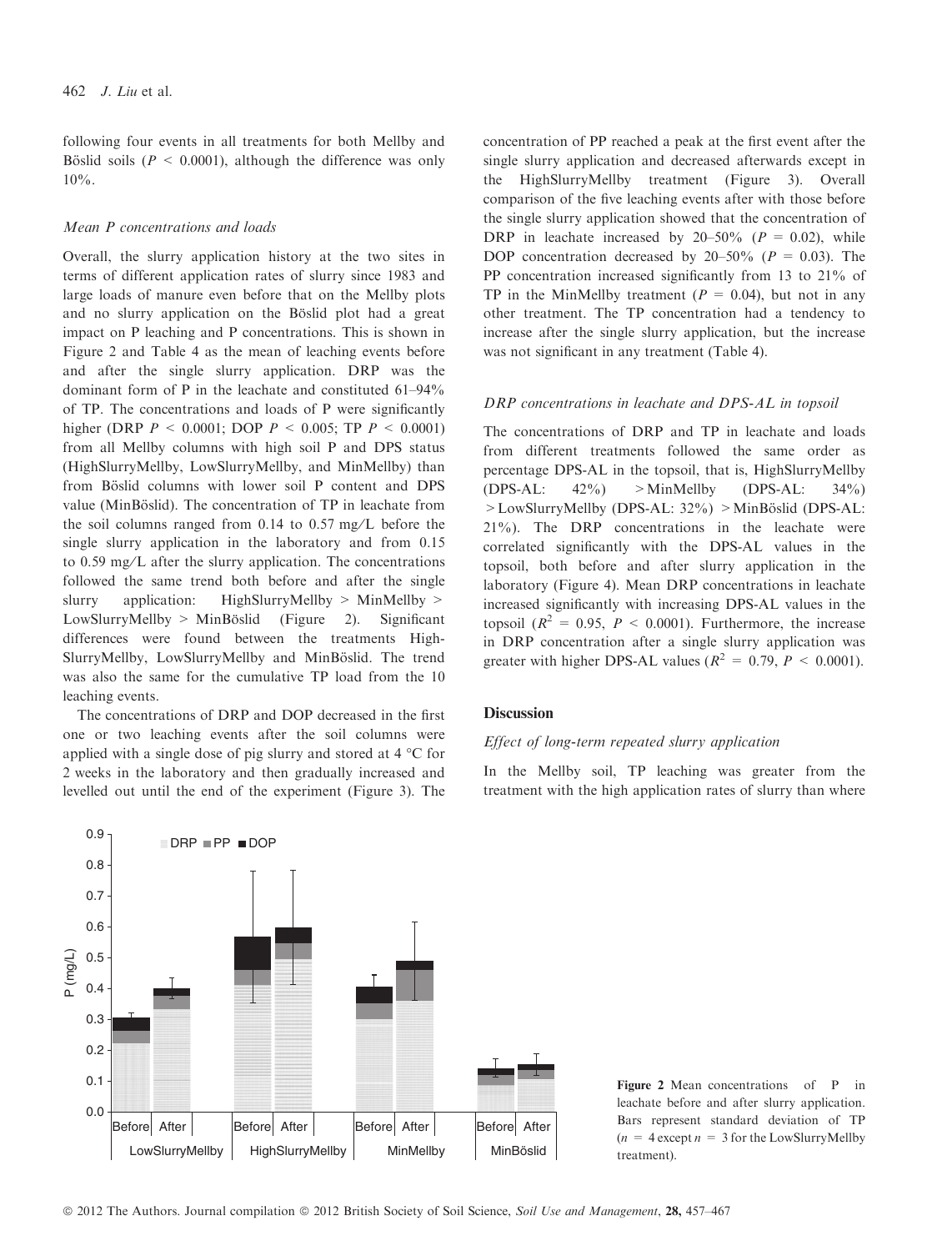following four events in all treatments for both Mellby and Böslid soils ($P < 0.0001$), although the difference was only 10%.

### Mean P concentrations and loads

Overall, the slurry application history at the two sites in terms of different application rates of slurry since 1983 and large loads of manure even before that on the Mellby plots and no slurry application on the Böslid plot had a great impact on P leaching and P concentrations. This is shown in Figure 2 and Table 4 as the mean of leaching events before and after the single slurry application. DRP was the dominant form of P in the leachate and constituted 61–94% of TP. The concentrations and loads of P were significantly higher (DRP $P < 0.0001$; DOP $P < 0.005$; TP $P < 0.0001$) from all Mellby columns with high soil P and DPS status (HighSlurryMellby, LowSlurryMellby, and MinMellby) than from Böslid columns with lower soil P content and DPS value (MinBöslid). The concentration of TP in leachate from the soil columns ranged from 0.14 to 0.57 mg/L before the single slurry application in the laboratory and from 0.15 to 0.59 mg/L after the slurry application. The concentrations followed the same trend both before and after the single slurry application: HighSlurryMellby > MinMellby > LowSlurryMellby > MinBöslid (Figure 2). Significant differences were found between the treatments HighSlurryMellby, LowSlurryMellby and MinBöslid. The trend was also the same for the cumulative TP load from the 10 leaching events.

The concentrations of DRP and DOP decreased in the first one or two leaching events after the soil columns were applied with a single dose of pig slurry and stored at 4 °C for 2 weeks in the laboratory and then gradually increased and levelled out until the end of the experiment (Figure 3). The concentration of PP reached a peak at the first event after the single slurry application and decreased afterwards except in the HighSlurryMellby treatment (Figure 3). Overall comparison of the five leaching events after with those before the single slurry application showed that the concentration of DRP in leachate increased by 20–50% ($P = 0.02$), while DOP concentration decreased by 20–50% ($P = 0.03$). The PP concentration increased significantly from 13 to 21% of TP in the MinMellby treatment ($P = 0.04$), but not in any other treatment. The TP concentration had a tendency to increase after the single slurry application, but the increase was not significant in any treatment (Table 4).

### DRP concentrations in leachate and DPS-AL in topsoil

The concentrations of DRP and TP in leachate and loads from different treatments followed the same order as percentage DPS-AL in the topsoil, that is, HighSlurryMellby (DPS-AL: 42%) > MinMellby (DPS-AL: 34%) > LowSlurryMellby (DPS-AL: 32%) > MinBöslid (DPS-AL: 21%). The DRP concentrations in the leachate were correlated significantly with the DPS-AL values in the topsoil, both before and after slurry application in the laboratory (Figure 4). Mean DRP concentrations in leachate increased significantly with increasing DPS-AL values in the topsoil ($R^2 = 0.95$, $P < 0.0001$). Furthermore, the increase in DRP concentration after a single slurry application was greater with higher DPS-AL values ($R^2 = 0.79$, $P < 0.0001$).

## Discussion

### Effect of long-term repeated slurry application

In the Mellby soil, TP leaching was greater from the treatment with the high application rates of slurry than where

**Figure 2** Mean concentrations of P in leachate before and after slurry application. Bars represent standard deviation of TP ($n = 4$ except $n = 3$ for the LowSlurryMellby treatment).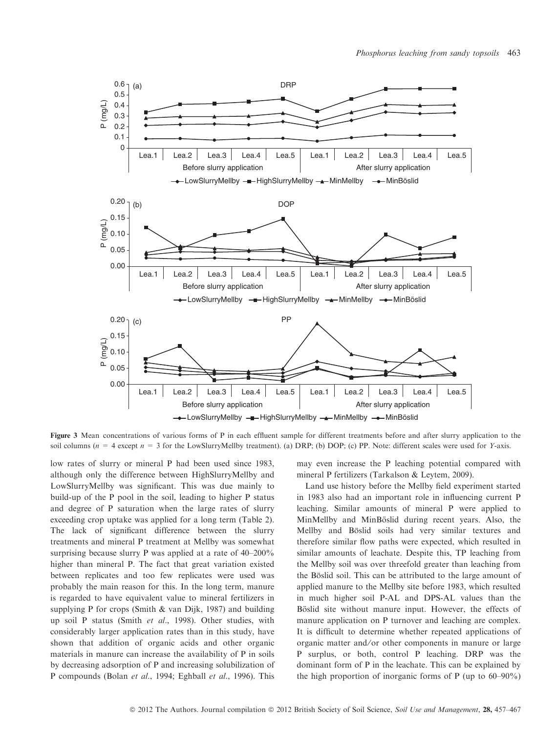Figure 3 Mean concentrations of various forms of P in each effluent sample for different treatments before and after slurry application to the soil columns ($n$ = 4 except $n$ = 3 for the LowSlurryMellby treatment). (a) DRP; (b) DOP; (c) PP. Note: different scales were used for $Y$-axis.

low rates of slurry or mineral P had been used since 1983, although only the difference between HighSlurryMellby and LowSlurryMellby was significant. This was due mainly to build-up of the P pool in the soil, leading to higher P status and degree of P saturation when the large rates of slurry exceeding crop uptake was applied for a long term (Table 2). The lack of significant difference between the slurry treatments and mineral P treatment at Mellby was somewhat surprising because slurry P was applied at a rate of 40–200% higher than mineral P. The fact that great variation existed between replicates and too few replicates were used was probably the main reason for this. In the long term, manure is regarded to have equivalent value to mineral fertilizers in supplying P for crops (Smith & van Dijk, 1987) and building up soil P status (Smith *et al*., 1998). Other studies, with considerably larger application rates than in this study, have shown that addition of organic acids and other organic materials in manure can increase the availability of P in soils by decreasing adsorption of P and increasing solubilization of P compounds (Bolan *et al*., 1994; Eghball *et al*., 1996). This may even increase the P leaching potential compared with mineral P fertilizers (Tarkalson & Leytem, 2009).

Land use history before the Mellby field experiment started in 1983 also had an important role in influencing current P leaching. Similar amounts of mineral P were applied to MinMellby and MinBöslid during recent years. Also, the Mellby and Böslid soils had very similar textures and therefore similar flow paths were expected, which resulted in similar amounts of leachate. Despite this, TP leaching from the Mellby soil was over threefold greater than leaching from the Böslid soil. This can be attributed to the large amount of applied manure to the Mellby site before 1983, which resulted in much higher soil P-AL and DPS-AL values than the Böslid site without manure input. However, the effects of manure application on P turnover and leaching are complex. It is difficult to determine whether repeated applications of organic matter and/or other components in manure or large P surplus, or both, control P leaching. DRP was the dominant form of P in the leachate. This can be explained by the high proportion of inorganic forms of P (up to 60–90%)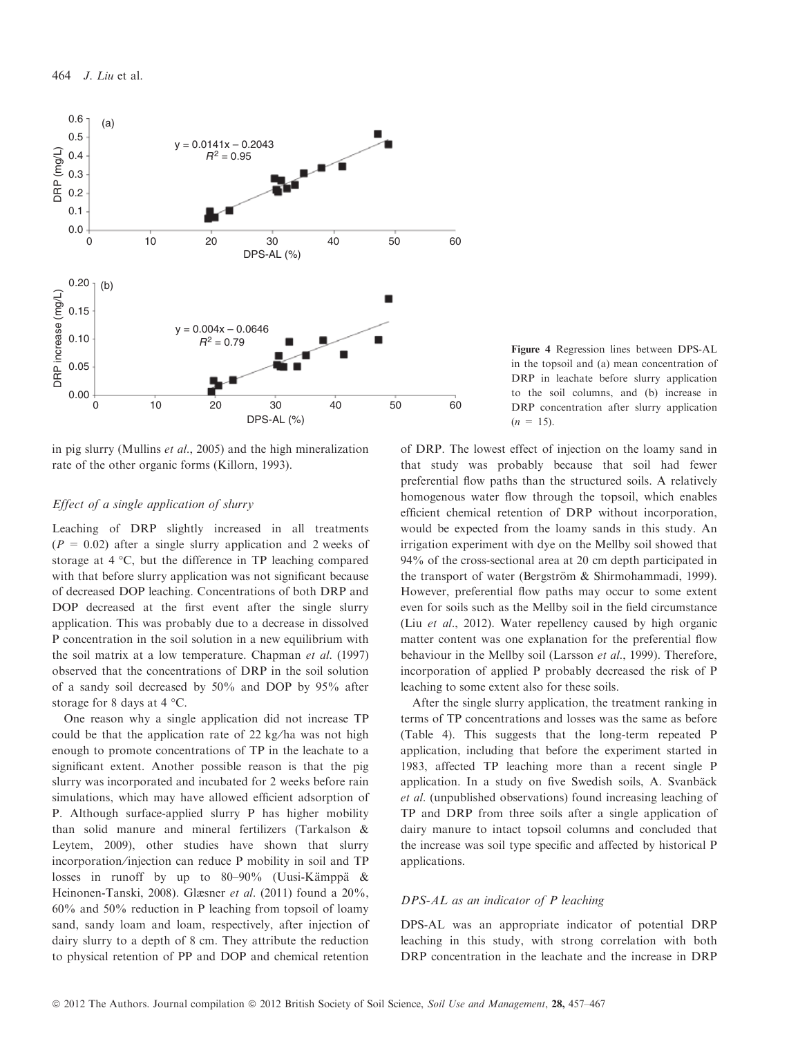Figure 4 Regression lines between DPS-AL in the topsoil and (a) mean concentration of DRP in leachate before slurry application to the soil columns, and (b) increase in DRP concentration after slurry application ($n$ = 15).

in pig slurry (Mullins *et al*., 2005) and the high mineralization rate of the other organic forms (Killorn, 1993).

### *Effect of a single application of slurry*

Leaching of DRP slightly increased in all treatments ($P$ = 0.02) after a single slurry application and 2 weeks of storage at 4 °C, but the difference in TP leaching compared with that before slurry application was not significant because of decreased DOP leaching. Concentrations of both DRP and DOP decreased at the first event after the single slurry application. This was probably due to a decrease in dissolved P concentration in the soil solution in a new equilibrium with the soil matrix at a low temperature. Chapman *et al*. (1997) observed that the concentrations of DRP in the soil solution of a sandy soil decreased by 50% and DOP by 95% after storage for 8 days at 4 °C.

One reason why a single application did not increase TP could be that the application rate of 22 kg/ha was not high enough to promote concentrations of TP in the leachate to a significant extent. Another possible reason is that the pig slurry was incorporated and incubated for 2 weeks before rain simulations, which may have allowed efficient adsorption of P. Although surface-applied slurry P has higher mobility than solid manure and mineral fertilizers (Tarkalson & Leytem, 2009), other studies have shown that slurry incorporation/injection can reduce P mobility in soil and TP losses in runoff by up to 80–90% (Uusi-Kämppä & Heinonen-Tanski, 2008). Glæsner *et al*. (2011) found a 20%, 60% and 50% reduction in P leaching from topsoil of loamy sand, sandy loam and loam, respectively, after injection of dairy slurry to a depth of 8 cm. They attribute the reduction to physical retention of PP and DOP and chemical retention of DRP. The lowest effect of injection on the loamy sand in that study was probably because that soil had fewer preferential flow paths than the structured soils. A relatively homogenous water flow through the topsoil, which enables efficient chemical retention of DRP without incorporation, would be expected from the loamy sands in this study. An irrigation experiment with dye on the Mellby soil showed that 94% of the cross-sectional area at 20 cm depth participated in the transport of water (Bergström & Shirmohammadi, 1999). However, preferential flow paths may occur to some extent even for soils such as the Mellby soil in the field circumstance (Liu *et al*., 2012). Water repellency caused by high organic matter content was one explanation for the preferential flow behaviour in the Mellby soil (Larsson *et al*., 1999). Therefore, incorporation of applied P probably decreased the risk of P leaching to some extent also for these soils.

After the single slurry application, the treatment ranking in terms of TP concentrations and losses was the same as before (Table 4). This suggests that the long-term repeated P application, including that before the experiment started in 1983, affected TP leaching more than a recent single P application. In a study on five Swedish soils, A. Svanbäck *et al*. (unpublished observations) found increasing leaching of TP and DRP from three soils after a single application of dairy manure to intact topsoil columns and concluded that the increase was soil type specific and affected by historical P applications.

### *DPS-AL as an indicator of P leaching*

DPS-AL was an appropriate indicator of potential DRP leaching in this study, with strong correlation with both DRP concentration in the leachate and the increase in DRP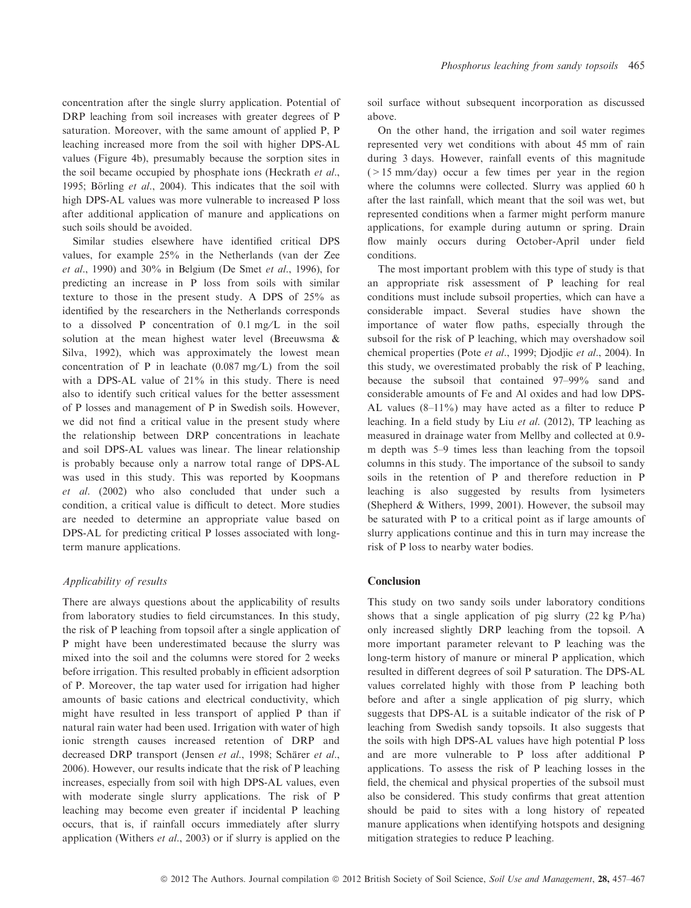concentration after the single slurry application. Potential of DRP leaching from soil increases with greater degrees of P saturation. Moreover, with the same amount of applied P, P leaching increased more from the soil with higher DPS-AL values (Figure 4b), presumably because the sorption sites in the soil became occupied by phosphate ions (Heckrath *et al.*, 1995; Börling *et al.*, 2004). This indicates that the soil with high DPS-AL values was more vulnerable to increased P loss after additional application of manure and applications on such soils should be avoided.

Similar studies elsewhere have identified critical DPS values, for example 25% in the Netherlands (van der Zee *et al.*, 1990) and 30% in Belgium (De Smet *et al.*, 1996), for predicting an increase in P loss from soils with similar texture to those in the present study. A DPS of 25% as identified by the researchers in the Netherlands corresponds to a dissolved P concentration of 0.1 mg/L in the soil solution at the mean highest water level (Breeuwsma & Silva, 1992), which was approximately the lowest mean concentration of P in leachate (0.087 mg/L) from the soil with a DPS-AL value of 21% in this study. There is need also to identify such critical values for the better assessment of P losses and management of P in Swedish soils. However, we did not find a critical value in the present study where the relationship between DRP concentrations in leachate and soil DPS-AL values was linear. The linear relationship is probably because only a narrow total range of DPS-AL was used in this study. This was reported by Koopmans *et al.* (2002) who also concluded that under such a condition, a critical value is difficult to detect. More studies are needed to determine an appropriate value based on DPS-AL for predicting critical P losses associated with long-term manure applications.

### *Applicability of results*

There are always questions about the applicability of results from laboratory studies to field circumstances. In this study, the risk of P leaching from topsoil after a single application of P might have been underestimated because the slurry was mixed into the soil and the columns were stored for 2 weeks before irrigation. This resulted probably in efficient adsorption of P. Moreover, the tap water used for irrigation had higher amounts of basic cations and electrical conductivity, which might have resulted in less transport of applied P than if natural rain water had been used. Irrigation with water of high ionic strength causes increased retention of DRP and decreased DRP transport (Jensen *et al.*, 1998; Schärer *et al.*, 2006). However, our results indicate that the risk of P leaching increases, especially from soil with high DPS-AL values, even with moderate single slurry applications. The risk of P leaching may become even greater if incidental P leaching occurs, that is, if rainfall occurs immediately after slurry application (Withers *et al.*, 2003) or if slurry is applied on the soil surface without subsequent incorporation as discussed above.

On the other hand, the irrigation and soil water regimes represented very wet conditions with about 45 mm of rain during 3 days. However, rainfall events of this magnitude (> 15 mm/day) occur a few times per year in the region where the columns were collected. Slurry was applied 60 h after the last rainfall, which meant that the soil was wet, but represented conditions when a farmer might perform manure applications, for example during autumn or spring. Drain flow mainly occurs during October-April under field conditions.

The most important problem with this type of study is that an appropriate risk assessment of P leaching for real conditions must include subsoil properties, which can have a considerable impact. Several studies have shown the importance of water flow paths, especially through the subsoil for the risk of P leaching, which may overshadow soil chemical properties (Pote *et al.*, 1999; Djodjic *et al.*, 2004). In this study, we overestimated probably the risk of P leaching, because the subsoil that contained 97–99% sand and considerable amounts of Fe and Al oxides and had low DPS-AL values (8–11%) may have acted as a filter to reduce P leaching. In a field study by Liu *et al.* (2012), TP leaching as measured in drainage water from Mellby and collected at 0.9-m depth was 5–9 times less than leaching from the topsoil columns in this study. The importance of the subsoil to sandy soils in the retention of P and therefore reduction in P leaching is also suggested by results from lysimeters (Shepherd & Withers, 1999, 2001). However, the subsoil may be saturated with P to a critical point as if large amounts of slurry applications continue and this in turn may increase the risk of P loss to nearby water bodies.

## Conclusion

This study on two sandy soils under laboratory conditions shows that a single application of pig slurry (22 kg P/ha) only increased slightly DRP leaching from the topsoil. A more important parameter relevant to P leaching was the long-term history of manure or mineral P application, which resulted in different degrees of soil P saturation. The DPS-AL values correlated highly with those from P leaching both before and after a single application of pig slurry, which suggests that DPS-AL is a suitable indicator of the risk of P leaching from Swedish sandy topsoils. It also suggests that the soils with high DPS-AL values have high potential P loss and are more vulnerable to P loss after additional P applications. To assess the risk of P leaching losses in the field, the chemical and physical properties of the subsoil must also be considered. This study confirms that great attention should be paid to sites with a long history of repeated manure applications when identifying hotspots and designing mitigation strategies to reduce P leaching.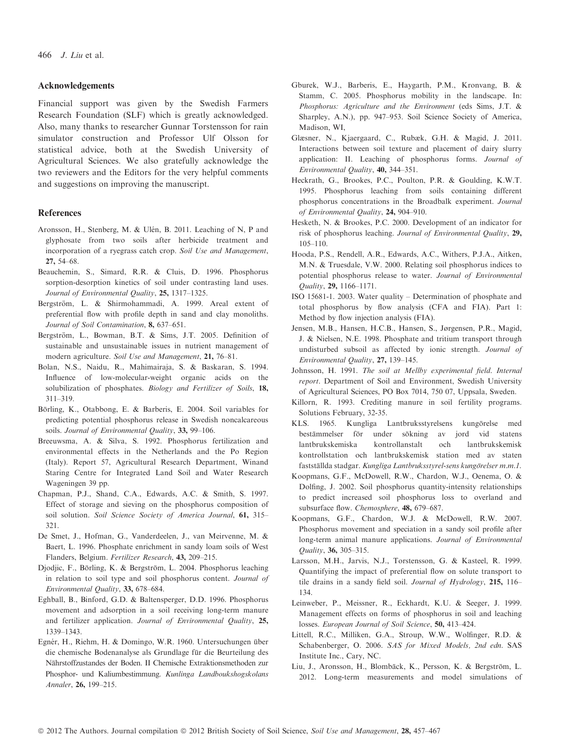## Acknowledgements

Financial support was given by the Swedish Farmers Research Foundation (SLF) which is greatly acknowledged. Also, many thanks to researcher Gunnar Torstensson for rain simulator construction and Professor Ulf Olsson for statistical advice, both at the Swedish University of Agricultural Sciences. We also gratefully acknowledge the two reviewers and the Editors for the very helpful comments and suggestions on improving the manuscript.

## References

Aronsson, H., Stenberg, M. & Ulén, B. 2011. Leaching of N, P and glyphosate from two soils after herbicide treatment and incorporation of a ryegrass catch crop. *Soil Use and Management*, **27,** 54–68.

Beauchemin, S., Simard, R.R. & Cluis, D. 1996. Phosphorus sorption-desorption kinetics of soil under contrasting land uses. *Journal of Environmental Quality*, **25,** 1317–1325.

Bergström, L. & Shirmohammadi, A. 1999. Areal extent of preferential flow with profile depth in sand and clay monoliths. *Journal of Soil Contamination*, **8,** 637–651.

Bergström, L., Bowman, B.T. & Sims, J.T. 2005. Definition of sustainable and unsustainable issues in nutrient management of modern agriculture. *Soil Use and Management*, **21,** 76–81.

Bolan, N.S., Naidu, R., Mahimairaja, S. & Baskaran, S. 1994. Influence of low-molecular-weight organic acids on the solubilization of phosphates. *Biology and Fertilizer of Soils*, **18,** 311–319.

Börling, K., Otabbong, E. & Barberis, E. 2004. Soil variables for predicting potential phosphorus release in Swedish noncalcareous soils. *Journal of Environmental Quality*, **33,** 99–106.

Breeuwsma, A. & Silva, S. 1992. Phosphorus fertilization and environmental effects in the Netherlands and the Po Region (Italy). Report 57, Agricultural Research Department, Winand Staring Centre for Integrated Land Soil and Water Research Wageningen 39 pp.

Chapman, P.J., Shand, C.A., Edwards, A.C. & Smith, S. 1997. Effect of storage and sieving on the phosphorus composition of soil solution. *Soil Science Society of America Journal*, **61,** 315–321.

De Smet, J., Hofman, G., Vanderdeelen, J., van Meirvenne, M. & Baert, L. 1996. Phosphate enrichment in sandy loam soils of West Flanders, Belgium. *Fertilizer Research*, **43,** 209–215.

Djodjic, F., Börling, K. & Bergström, L. 2004. Phosphorus leaching in relation to soil type and soil phosphorus content. *Journal of Environmental Quality*, **33,** 678–684.

Eghball, B., Binford, G.D. & Baltensperger, D.D. 1996. Phosphorus movement and adsorption in a soil receiving long-term manure and fertilizer application. *Journal of Environmental Quality*, **25,** 1339–1343.

Egnér, H., Riehm, H. & Domingo, W.R. 1960. Untersuchungen über die chemische Bodenanalyse als Grundlage für die Beurteilung des Nährstoffzustandes der Boden. II Chemische Extraktionsmethoden zur Phosphor- und Kaliumbestimmung. *Kunlinga Landboukshogskolans Annaler*, **26,** 199–215.

Gburek, W.J., Barberis, E., Haygarth, P.M., Kronvang, B. & Stamm, C. 2005. Phosphorus mobility in the landscape. In: *Phosphorus: Agriculture and the Environment* (eds Sims, J.T. & Sharpley, A.N.), pp. 947–953. Soil Science Society of America, Madison, WI,

Glæsner, N., Kjaergaard, C., Rubæk, G.H. & Magid, J. 2011. Interactions between soil texture and placement of dairy slurry application: II. Leaching of phosphorus forms. *Journal of Environmental Quality*, **40,** 344–351.

Heckrath, G., Brookes, P.C., Poulton, P.R. & Goulding, K.W.T. 1995. Phosphorus leaching from soils containing different phosphorus concentrations in the Broadbalk experiment. *Journal of Environmental Quality*, **24,** 904–910.

Hesketh, N. & Brookes, P.C. 2000. Development of an indicator for risk of phosphorus leaching. *Journal of Environmental Quality*, **29,** 105–110.

Hooda, P.S., Rendell, A.R., Edwards, A.C., Withers, P.J.A., Aitken, M.N. & Truesdale, V.W. 2000. Relating soil phosphorus indices to potential phosphorus release to water. *Journal of Environmental Quality*, **29,** 1166–1171.

ISO 15681-1. 2003. Water quality – Determination of phosphate and total phosphorus by flow analysis (CFA and FIA). Part 1: Method by flow injection analysis (FIA).

Jensen, M.B., Hansen, H.C.B., Hansen, S., Jørgensen, P.R., Magid, J. & Nielsen, N.E. 1998. Phosphate and tritium transport through undisturbed subsoil as affected by ionic strength. *Journal of Environmental Quality*, **27,** 139–145.

Johnsson, H. 1991. *The soil at Mellby experimental field. Internal report*. Department of Soil and Environment, Swedish University of Agricultural Sciences, PO Box 7014, 750 07, Uppsala, Sweden.

Killorn, R. 1993. Crediting manure in soil fertility programs. Solutions February, 32-35.

KLS. 1965. Kungliga Lantbruksstyrelsens kungörelse med bestämmelser för under sökning av jord vid statens lantbrukskemiska kontrollanstalt och lantbrukskemisk kontrollstation och lantbrukskemisk station med av staten fastställda stadgar. *Kungliga Lantbruksstyrel-sens kungörelser m.m.1*.

Koopmans, G.F., McDowell, R.W., Chardon, W.J., Oenema, O. & Dolfing, J. 2002. Soil phosphorus quantity-intensity relationships to predict increased soil phosphorus loss to overland and subsurface flow. *Chemosphere*, **48,** 679–687.

Koopmans, G.F., Chardon, W.J. & McDowell, R.W. 2007. Phosphorus movement and speciation in a sandy soil profile after long-term animal manure applications. *Journal of Environmental Quality*, **36,** 305–315.

Larsson, M.H., Jarvis, N.J., Torstensson, G. & Kasteel, R. 1999. Quantifying the impact of preferential flow on solute transport to tile drains in a sandy field soil. *Journal of Hydrology*, **215,** 116–134.

Leinweber, P., Meissner, R., Eckhardt, K.U. & Seeger, J. 1999. Management effects on forms of phosphorus in soil and leaching losses. *European Journal of Soil Science*, **50,** 413–424.

Littell, R.C., Milliken, G.A., Stroup, W.W., Wolfinger, R.D. & Schabenberger, O. 2006. *SAS for Mixed Models, 2nd edn*. SAS Institute Inc., Cary, NC.

Liu, J., Aronsson, H., Blombäck, K., Persson, K. & Bergström, L. 2012. Long-term measurements and model simulations of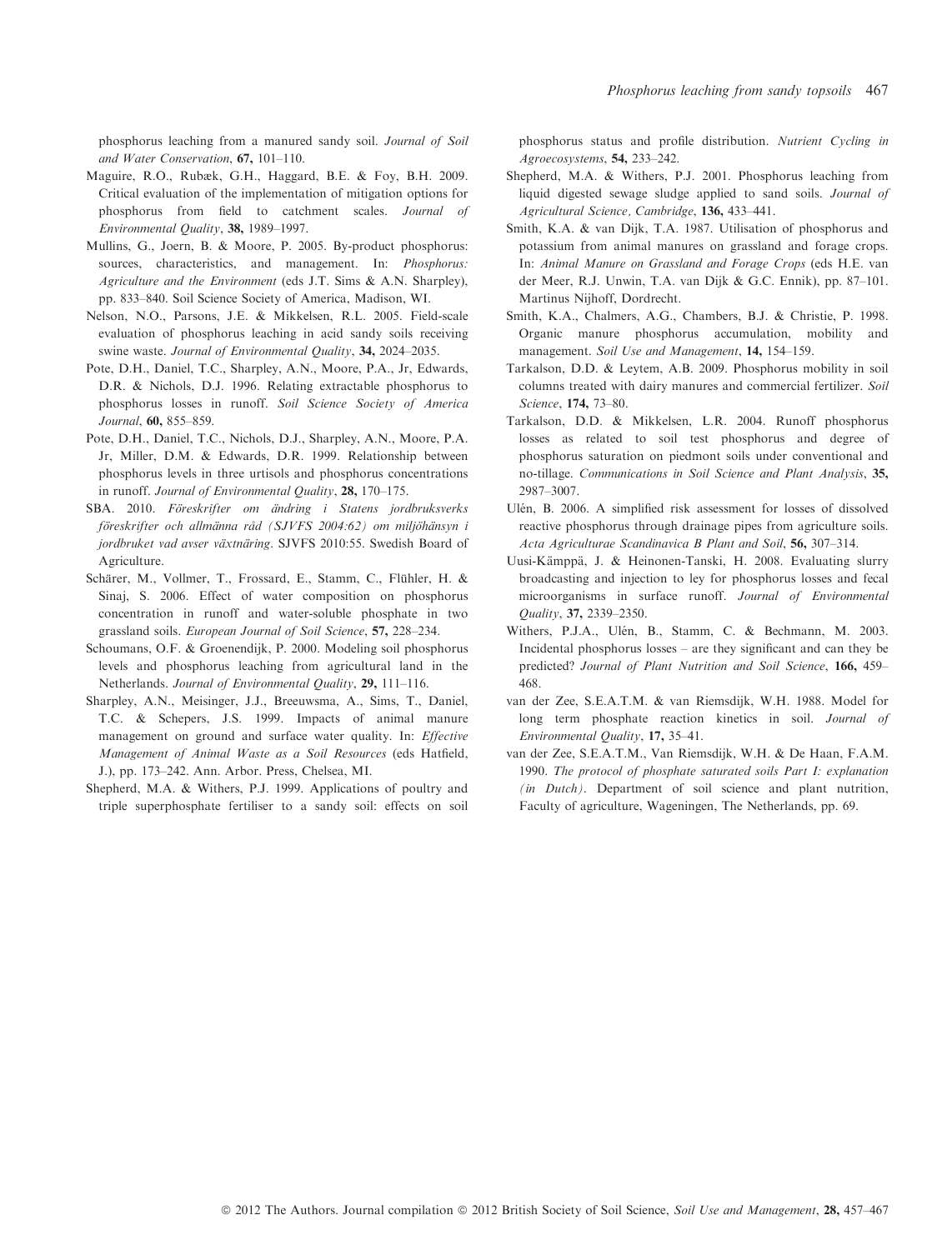phosphorus leaching from a manured sandy soil. *Journal of Soil and Water Conservation*, **67,** 101–110.

Maguire, R.O., Rubæk, G.H., Haggard, B.E. & Foy, B.H. 2009. Critical evaluation of the implementation of mitigation options for phosphorus from field to catchment scales. *Journal of Environmental Quality*, **38,** 1989–1997.

Mullins, G., Joern, B. & Moore, P. 2005. By-product phosphorus: sources, characteristics, and management. In: *Phosphorus: Agriculture and the Environment* (eds J.T. Sims & A.N. Sharpley), pp. 833–840. Soil Science Society of America, Madison, WI.

Nelson, N.O., Parsons, J.E. & Mikkelsen, R.L. 2005. Field-scale evaluation of phosphorus leaching in acid sandy soils receiving swine waste. *Journal of Environmental Quality*, **34,** 2024–2035.

Pote, D.H., Daniel, T.C., Sharpley, A.N., Moore, P.A., Jr, Edwards, D.R. & Nichols, D.J. 1996. Relating extractable phosphorus to phosphorus losses in runoff. *Soil Science Society of America Journal*, **60,** 855–859.

Pote, D.H., Daniel, T.C., Nichols, D.J., Sharpley, A.N., Moore, P.A. Jr, Miller, D.M. & Edwards, D.R. 1999. Relationship between phosphorus levels in three urtisols and phosphorus concentrations in runoff. *Journal of Environmental Quality*, **28,** 170–175.

SBA. 2010. *Föreskrifter om ändring i Statens jordbruksverks föreskrifter och allmänna råd (SJVFS 2004:62) om miljöhänsyn i jordbruket vad avser växtnäring*. SJVFS 2010:55. Swedish Board of Agriculture.

Schärer, M., Vollmer, T., Frossard, E., Stamm, C., Flühler, H. & Sinaj, S. 2006. Effect of water composition on phosphorus concentration in runoff and water-soluble phosphate in two grassland soils. *European Journal of Soil Science*, **57,** 228–234.

Schoumans, O.F. & Groenendijk, P. 2000. Modeling soil phosphorus levels and phosphorus leaching from agricultural land in the Netherlands. *Journal of Environmental Quality*, **29,** 111–116.

Sharpley, A.N., Meisinger, J.J., Breeuwsma, A., Sims, T., Daniel, T.C. & Schepers, J.S. 1999. Impacts of animal manure management on ground and surface water quality. In: *Effective Management of Animal Waste as a Soil Resources* (eds Hatfield, J.), pp. 173–242. Ann. Arbor. Press, Chelsea, MI.

Shepherd, M.A. & Withers, P.J. 1999. Applications of poultry and triple superphosphate fertiliser to a sandy soil: effects on soil phosphorus status and profile distribution. *Nutrient Cycling in Agroecosystems*, **54,** 233–242.

Shepherd, M.A. & Withers, P.J. 2001. Phosphorus leaching from liquid digested sewage sludge applied to sand soils. *Journal of Agricultural Science, Cambridge*, **136,** 433–441.

Smith, K.A. & van Dijk, T.A. 1987. Utilisation of phosphorus and potassium from animal manures on grassland and forage crops. In: *Animal Manure on Grassland and Forage Crops* (eds H.E. van der Meer, R.J. Unwin, T.A. van Dijk & G.C. Ennik), pp. 87–101. Martinus Nijhoff, Dordrecht.

Smith, K.A., Chalmers, A.G., Chambers, B.J. & Christie, P. 1998. Organic manure phosphorus accumulation, mobility and management. *Soil Use and Management*, **14,** 154–159.

Tarkalson, D.D. & Leytem, A.B. 2009. Phosphorus mobility in soil columns treated with dairy manures and commercial fertilizer. *Soil Science*, **174,** 73–80.

Tarkalson, D.D. & Mikkelsen, L.R. 2004. Runoff phosphorus losses as related to soil test phosphorus and degree of phosphorus saturation on piedmont soils under conventional and no-tillage. *Communications in Soil Science and Plant Analysis*, **35,** 2987–3007.

Ulén, B. 2006. A simplified risk assessment for losses of dissolved reactive phosphorus through drainage pipes from agriculture soils. *Acta Agriculturae Scandinavica B Plant and Soil*, **56,** 307–314.

Uusi-Kämppä, J. & Heinonen-Tanski, H. 2008. Evaluating slurry broadcasting and injection to ley for phosphorus losses and fecal microorganisms in surface runoff. *Journal of Environmental Quality*, **37,** 2339–2350.

Withers, P.J.A., Ulén, B., Stamm, C. & Bechmann, M. 2003. Incidental phosphorus losses – are they significant and can they be predicted? *Journal of Plant Nutrition and Soil Science*, **166,** 459–468.

van der Zee, S.E.A.T.M. & van Riemsdijk, W.H. 1988. Model for long term phosphate reaction kinetics in soil. *Journal of Environmental Quality*, **17,** 35–41.

van der Zee, S.E.A.T.M., Van Riemsdijk, W.H. & De Haan, F.A.M. 1990. *The protocol of phosphate saturated soils Part I: explanation (in Dutch)*. Department of soil science and plant nutrition, Faculty of agriculture, Wageningen, The Netherlands, pp. 69.